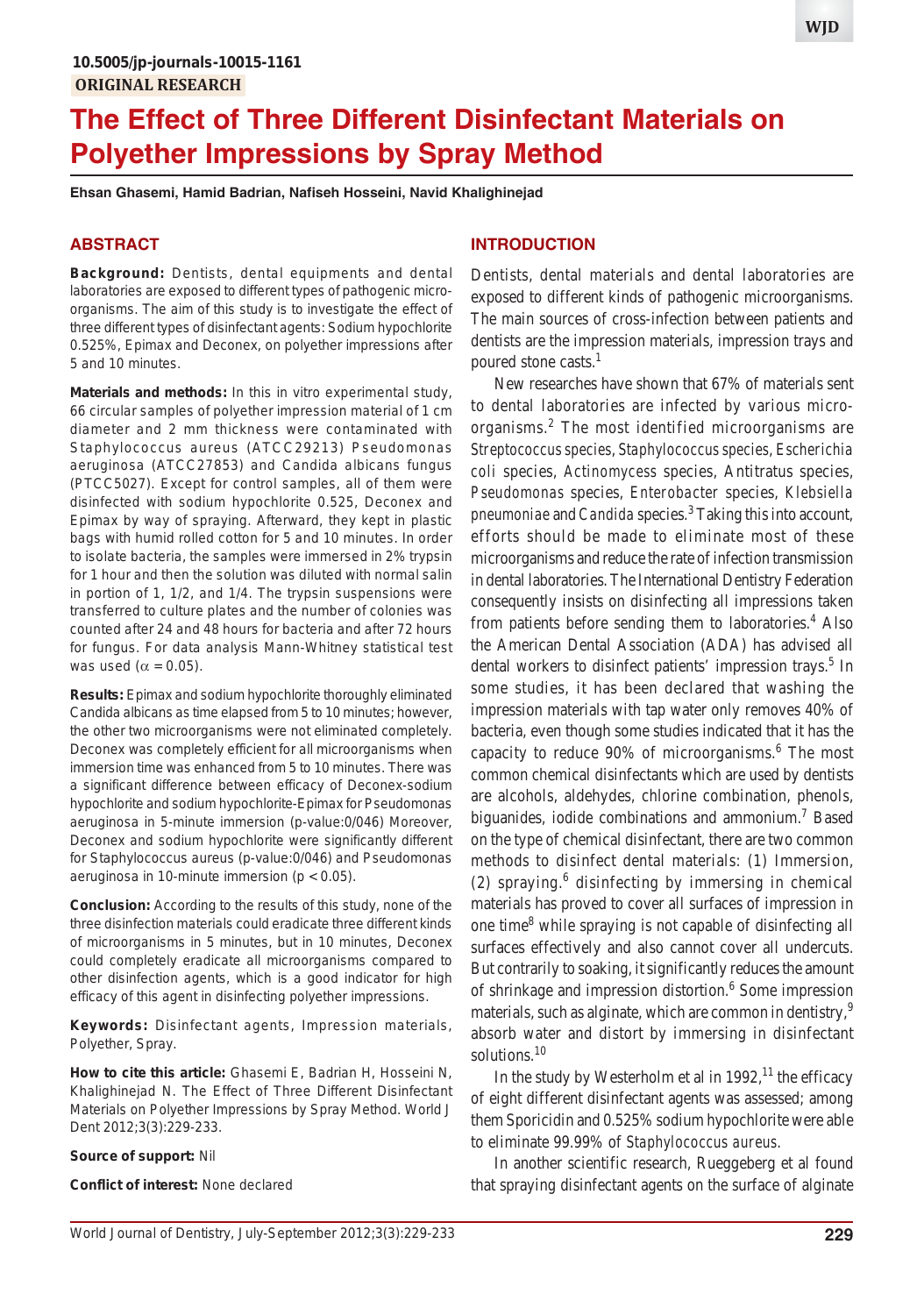10.5005/jp-journals-10015-1161

ORIGINAL RESEARCH

# The Effect of Three Different Disinfectant Materials on Polyether Impressions by Spray Method

**Ehsan Ghasemi, Hamid Badrian, Nafiseh Hosseini, Navid Khalighinejad**

## ABSTRACT

**Background:** Dentists, dental equipments and dental laboratories are exposed to different types of pathogenic microorganisms. The aim of this study is to investigate the effect of three different types of disinfectant agents: Sodium hypochlorite 0.525%, Epimax and Deconex, on polyether impressions after 5 and 10 minutes.

**Materials and methods:** In this in vitro experimental study, 66 circular samples of polyether impression material of 1 cm diameter and 2 mm thickness were contaminated with Staphylococcus aureus (ATCC29213) Pseudomonas aeruginosa (ATCC27853) and Candida albicans fungus (PTCC5027). Except for control samples, all of them were disinfected with sodium hypochlorite 0.525, Deconex and Epimax by way of spraying. Afterward, they kept in plastic bags with humid rolled cotton for 5 and 10 minutes. In order to isolate bacteria, the samples were immersed in 2% trypsin for 1 hour and then the solution was diluted with normal salin in portion of 1, 1/2, and 1/4. The trypsin suspensions were transferred to culture plates and the number of colonies was counted after 24 and 48 hours for bacteria and after 72 hours for fungus. For data analysis Mann-Whitney statistical test was used ($\alpha = 0.05$).

**Results:** Epimax and sodium hypochlorite thoroughly eliminated Candida albicans as time elapsed from 5 to 10 minutes; however, the other two microorganisms were not eliminated completely. Deconex was completely efficient for all microorganisms when immersion time was enhanced from 5 to 10 minutes. There was a significant difference between efficacy of Deconex-sodium hypochlorite and sodium hypochlorite-Epimax for Pseudomonas aeruginosa in 5-minute immersion (p-value:0/046) Moreover, Deconex and sodium hypochlorite were significantly different for Staphylococcus aureus (p-value:0/046) and Pseudomonas aeruginosa in 10-minute immersion ($p < 0.05$).

**Conclusion:** According to the results of this study, none of the three disinfection materials could eradicate three different kinds of microorganisms in 5 minutes, but in 10 minutes, Deconex could completely eradicate all microorganisms compared to other disinfection agents, which is a good indicator for high efficacy of this agent in disinfecting polyether impressions.

**Keywords:** Disinfectant agents, Impression materials, Polyether, Spray.

**How to cite this article:** Ghasemi E, Badrian H, Hosseini N, Khalighinejad N. The Effect of Three Different Disinfectant Materials on Polyether Impressions by Spray Method. World J Dent 2012;3(3):229-233.

**Source of support:** Nil

**Conflict of interest:** None declared

## INTRODUCTION

Dentists, dental materials and dental laboratories are exposed to different kinds of pathogenic microorganisms. The main sources of cross-infection between patients and dentists are the impression materials, impression trays and poured stone casts.[1]

New researches have shown that 67% of materials sent to dental laboratories are infected by various microorganisms.[2] The most identified microorganisms are *Streptococcus* species, *Staphylococcus* species, *Escherichia coli* species, *Actinomycess* species, Antitratus species, *Pseudomonas* species, *Enterobacter* species, *Klebsiella pneumoniae* and *Candida* species.[3] Taking this into account, efforts should be made to eliminate most of these microorganisms and reduce the rate of infection transmission in dental laboratories. The International Dentistry Federation consequently insists on disinfecting all impressions taken from patients before sending them to laboratories.[4] Also the American Dental Association (ADA) has advised all dental workers to disinfect patients' impression trays.[5] In some studies, it has been declared that washing the impression materials with tap water only removes 40% of bacteria, even though some studies indicated that it has the capacity to reduce 90% of microorganisms.[6] The most common chemical disinfectants which are used by dentists are alcohols, aldehydes, chlorine combination, phenols, biguanides, iodide combinations and ammonium.[7] Based on the type of chemical disinfectant, there are two common methods to disinfect dental materials: (1) Immersion, (2) spraying.[6] disinfecting by immersing in chemical materials has proved to cover all surfaces of impression in one time[8] while spraying is not capable of disinfecting all surfaces effectively and also cannot cover all undercuts. But contrarily to soaking, it significantly reduces the amount of shrinkage and impression distortion.[6] Some impression materials, such as alginate, which are common in dentistry,[9] absorb water and distort by immersing in disinfectant solutions.[10]

In the study by Westerholm et al in 1992,[11] the efficacy of eight different disinfectant agents was assessed; among them Sporicidin and 0.525% sodium hypochlorite were able to eliminate 99.99% of *Staphylococcus aureus*.

In another scientific research, Rueggeberg et al found that spraying disinfectant agents on the surface of alginate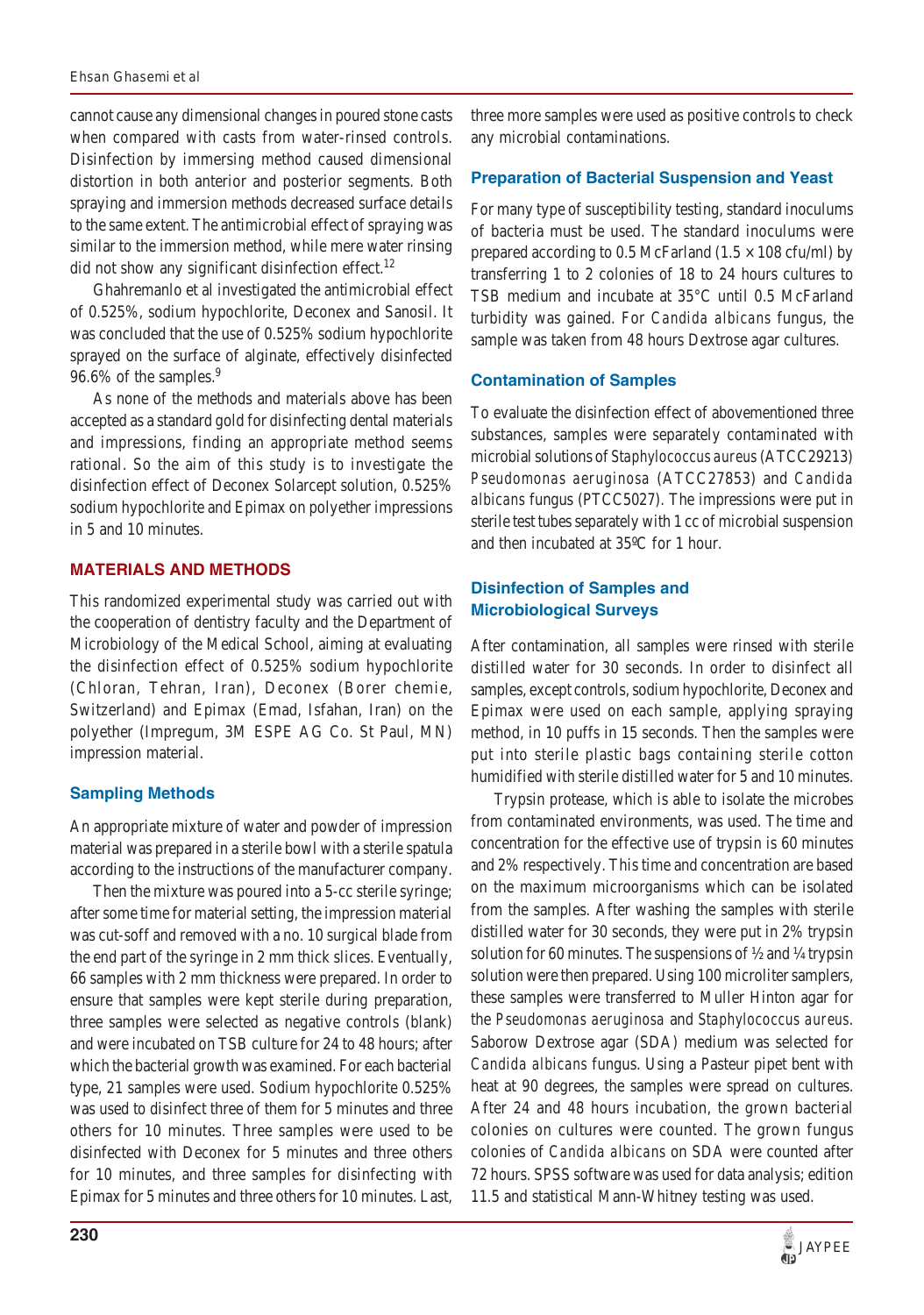cannot cause any dimensional changes in poured stone casts when compared with casts from water-rinsed controls. Disinfection by immersing method caused dimensional distortion in both anterior and posterior segments. Both spraying and immersion methods decreased surface details to the same extent. The antimicrobial effect of spraying was similar to the immersion method, while mere water rinsing did not show any significant disinfection effect.[12]

Ghahremanlo et al investigated the antimicrobial effect of 0.525%, sodium hypochlorite, Deconex and Sanosil. It was concluded that the use of 0.525% sodium hypochlorite sprayed on the surface of alginate, effectively disinfected 96.6% of the samples.[9]

As none of the methods and materials above has been accepted as a standard gold for disinfecting dental materials and impressions, finding an appropriate method seems rational. So the aim of this study is to investigate the disinfection effect of Deconex Solarcept solution, 0.525% sodium hypochlorite and Epimax on polyether impressions in 5 and 10 minutes.

## MATERIALS AND METHODS

This randomized experimental study was carried out with the cooperation of dentistry faculty and the Department of Microbiology of the Medical School, aiming at evaluating the disinfection effect of 0.525% sodium hypochlorite (Chloran, Tehran, Iran), Deconex (Borer chemie, Switzerland) and Epimax (Emad, Isfahan, Iran) on the polyether (Impregum, 3M ESPE AG Co. St Paul, MN) impression material.

### Sampling Methods

An appropriate mixture of water and powder of impression material was prepared in a sterile bowl with a sterile spatula according to the instructions of the manufacturer company.

Then the mixture was poured into a 5-cc sterile syringe; after some time for material setting, the impression material was cut-soff and removed with a no. 10 surgical blade from the end part of the syringe in 2 mm thick slices. Eventually, 66 samples with 2 mm thickness were prepared. In order to ensure that samples were kept sterile during preparation, three samples were selected as negative controls (blank) and were incubated on TSB culture for 24 to 48 hours; after which the bacterial growth was examined. For each bacterial type, 21 samples were used. Sodium hypochlorite 0.525% was used to disinfect three of them for 5 minutes and three others for 10 minutes. Three samples were used to be disinfected with Deconex for 5 minutes and three others for 10 minutes, and three samples for disinfecting with Epimax for 5 minutes and three others for 10 minutes. Last, three more samples were used as positive controls to check any microbial contaminations.

### Preparation of Bacterial Suspension and Yeast

For many type of susceptibility testing, standard inoculums of bacteria must be used. The standard inoculums were prepared according to 0.5 McFarland ($1.5 \times 108$ cfu/ml) by transferring 1 to 2 colonies of 18 to 24 hours cultures to TSB medium and incubate at 35°C until 0.5 McFarland turbidity was gained. For *Candida albicans* fungus, the sample was taken from 48 hours Dextrose agar cultures.

### Contamination of Samples

To evaluate the disinfection effect of abovementioned three substances, samples were separately contaminated with microbial solutions of *Staphylococcus aureus* (ATCC29213) *Pseudomonas aeruginosa* (ATCC27853) and *Candida albicans* fungus (PTCC5027). The impressions were put in sterile test tubes separately with 1 cc of microbial suspension and then incubated at 35ºC for 1 hour.

### Disinfection of Samples and Microbiological Surveys

After contamination, all samples were rinsed with sterile distilled water for 30 seconds. In order to disinfect all samples, except controls, sodium hypochlorite, Deconex and Epimax were used on each sample, applying spraying method, in 10 puffs in 15 seconds. Then the samples were put into sterile plastic bags containing sterile cotton humidified with sterile distilled water for 5 and 10 minutes.

Trypsin protease, which is able to isolate the microbes from contaminated environments, was used. The time and concentration for the effective use of trypsin is 60 minutes and 2% respectively. This time and concentration are based on the maximum microorganisms which can be isolated from the samples. After washing the samples with sterile distilled water for 30 seconds, they were put in 2% trypsin solution for 60 minutes. The suspensions of ½ and ¼ trypsin solution were then prepared. Using 100 microliter samplers, these samples were transferred to Muller Hinton agar for the *Pseudomonas aeruginosa* and *Staphylococcus aureus*. Saborow Dextrose agar (SDA) medium was selected for *Candida albicans* fungus. Using a Pasteur pipet bent with heat at 90 degrees, the samples were spread on cultures. After 24 and 48 hours incubation, the grown bacterial colonies on cultures were counted. The grown fungus colonies of *Candida albicans* on SDA were counted after 72 hours. SPSS software was used for data analysis; edition 11.5 and statistical Mann-Whitney testing was used.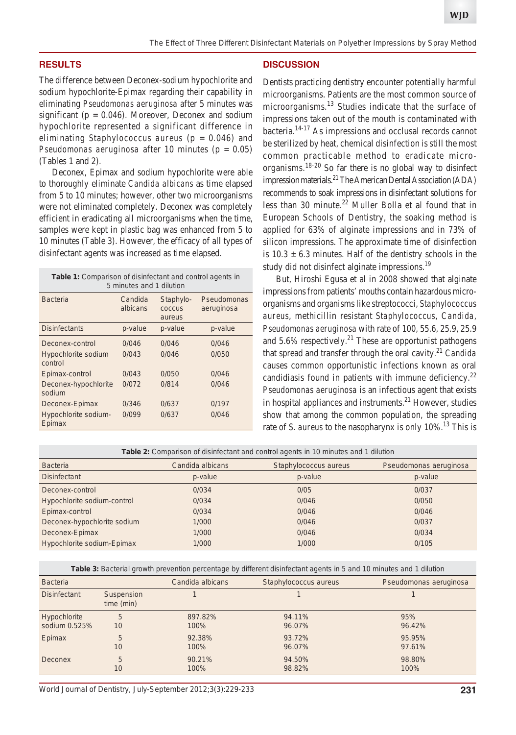## RESULTS

The difference between Deconex-sodium hypochlorite and sodium hypochlorite-Epimax regarding their capability in eliminating *Pseudomonas aeruginosa* after 5 minutes was significant ($p = 0.046$). Moreover, Deconex and sodium hypochlorite represented a significant difference in eliminating *Staphylococcus aureus* ($p = 0.046$) and *Pseudomonas aeruginosa* after 10 minutes ($p = 0.05$) (Tables 1 and 2).

Deconex, Epimax and sodium hypochlorite were able to thoroughly eliminate *Candida albicans* as time elapsed from 5 to 10 minutes; however, other two microorganisms were not eliminated completely. Deconex was completely efficient in eradicating all microorganisms when the time, samples were kept in plastic bag was enhanced from 5 to 10 minutes (Table 3). However, the efficacy of all types of disinfectant agents was increased as time elapsed.

**Table 1:** Comparison of disinfectant and control agents in 5 minutes and 1 dilution

| Bacteria | Candida albicans | Staphylococcus aureus | Pseudomonas aeruginosa |
|---|---|---|---|
| Disinfectants | p-value | p-value | p-value |
| Deconex-control | 0/046 | 0/046 | 0/046 |
| Hypochlorite sodium control | 0/043 | 0/046 | 0/050 |
| Epimax-control | 0/043 | 0/050 | 0/046 |
| Deconex-hypochlorite sodium | 0/072 | 0/814 | 0/046 |
| Deconex-Epimax | 0/346 | 0/637 | 0/197 |
| Hypochlorite sodium-Epimax | 0/099 | 0/637 | 0/046 |

## DISCUSSION

Dentists practicing dentistry encounter potentially harmful microorganisms. Patients are the most common source of microorganisms.[13] Studies indicate that the surface of impressions taken out of the mouth is contaminated with bacteria.[14-17] As impressions and occlusal records cannot be sterilized by heat, chemical disinfection is still the most common practicable method to eradicate microorganisms.[18-20] So far there is no global way to disinfect impression materials.[21] The American Dental Association (ADA) recommends to soak impressions in disinfectant solutions for less than 30 minute.[22] Muller Bolla et al found that in European Schools of Dentistry, the soaking method is applied for 63% of alginate impressions and in 73% of silicon impressions. The approximate time of disinfection is $10.3 \pm 6.3$ minutes. Half of the dentistry schools in the study did not disinfect alginate impressions.[19]

But, Hiroshi Egusa et al in 2008 showed that alginate impressions from patients' mouths contain hazardous microorganisms and organisms like streptococci, *Staphylococcus aureus*, methicillin resistant *Staphylococcus*, *Candida*, *Pseudomonas aeruginosa* with rate of 100, 55.6, 25.9, 25.9 and 5.6% respectively.[21] These are opportunist pathogens that spread and transfer through the oral cavity.[21] *Candida* causes common opportunistic infections known as oral candidiasis found in patients with immune deficiency.[22] *Pseudomonas aeruginosa* is an infectious agent that exists in hospital appliances and instruments.[21] However, studies show that among the common population, the spreading rate of *S. aureus* to the nasopharynx is only 10%.[13] This is

**Table 2:** Comparison of disinfectant and control agents in 10 minutes and 1 dilution

| Bacteria | Candida albicans | Staphylococcus aureus | Pseudomonas aeruginosa |
|---|---|---|---|
| Disinfectant | p-value | p-value | p-value |
| Deconex-control | 0/034 | 0/05 | 0/037 |
| Hypochlorite sodium-control | 0/034 | 0/046 | 0/050 |
| Epimax-control | 0/034 | 0/046 | 0/046 |
| Deconex-hypochlorite sodium | 1/000 | 0/046 | 0/037 |
| Deconex-Epimax | 1/000 | 0/046 | 0/034 |
| Hypochlorite sodium-Epimax | 1/000 | 1/000 | 0/105 |

**Table 3:** Bacterial growth prevention percentage by different disinfectant agents in 5 and 10 minutes and 1 dilution

| Bacteria | | Candida albicans | Staphylococcus aureus | Pseudomonas aeruginosa |
|---|---|---|---|---|
| Disinfectant | Suspension time (min) | 1 | 1 | 1 |
| Hypochlorite sodium 0.525% | 5 | 897.82% | 94.11% | 95% |
| | 10 | 100% | 96.07% | 96.42% |
| Epimax | 5 | 92.38% | 93.72% | 95.95% |
| | 10 | 100% | 96.07% | 97.61% |
| Deconex | 5 | 90.21% | 94.50% | 98.80% |
| | 10 | 100% | 98.82% | 100% |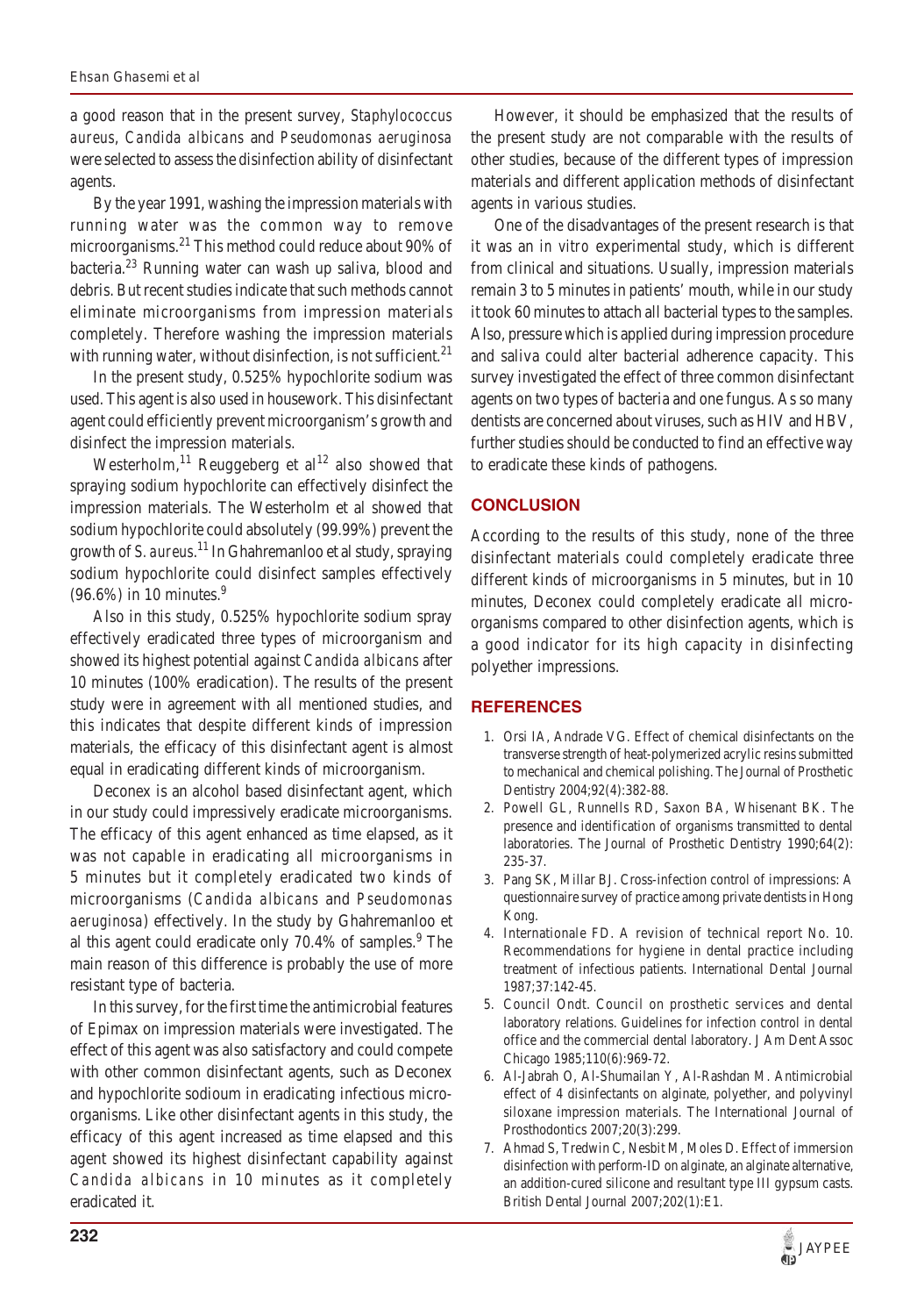a good reason that in the present survey, *Staphylococcus aureus*, *Candida albicans* and *Pseudomonas aeruginosa* were selected to assess the disinfection ability of disinfectant agents.

By the year 1991, washing the impression materials with running water was the common way to remove microorganisms.[21] This method could reduce about 90% of bacteria.[23] Running water can wash up saliva, blood and debris. But recent studies indicate that such methods cannot eliminate microorganisms from impression materials completely. Therefore washing the impression materials with running water, without disinfection, is not sufficient.[21]

In the present study, 0.525% hypochlorite sodium was used. This agent is also used in housework. This disinfectant agent could efficiently prevent microorganism's growth and disinfect the impression materials.

Westerholm,[11] Reuggeberg et al[12] also showed that spraying sodium hypochlorite can effectively disinfect the impression materials. The Westerholm et al showed that sodium hypochlorite could absolutely (99.99%) prevent the growth of *S. aureus*.[11] In Ghahremanloo et al study, spraying sodium hypochlorite could disinfect samples effectively (96.6%) in 10 minutes.[9]

Also in this study, 0.525% hypochlorite sodium spray effectively eradicated three types of microorganism and showed its highest potential against *Candida albicans* after 10 minutes (100% eradication). The results of the present study were in agreement with all mentioned studies, and this indicates that despite different kinds of impression materials, the efficacy of this disinfectant agent is almost equal in eradicating different kinds of microorganism.

Deconex is an alcohol based disinfectant agent, which in our study could impressively eradicate microorganisms. The efficacy of this agent enhanced as time elapsed, as it was not capable in eradicating all microorganisms in 5 minutes but it completely eradicated two kinds of microorganisms (*Candida albicans* and *Pseudomonas aeruginosa*) effectively. In the study by Ghahremanloo et al this agent could eradicate only 70.4% of samples.[9] The main reason of this difference is probably the use of more resistant type of bacteria.

In this survey, for the first time the antimicrobial features of Epimax on impression materials were investigated. The effect of this agent was also satisfactory and could compete with other common disinfectant agents, such as Deconex and hypochlorite sodioum in eradicating infectious microorganisms. Like other disinfectant agents in this study, the efficacy of this agent increased as time elapsed and this agent showed its highest disinfectant capability against *Candida albicans* in 10 minutes as it completely eradicated it.

However, it should be emphasized that the results of the present study are not comparable with the results of other studies, because of the different types of impression materials and different application methods of disinfectant agents in various studies.

One of the disadvantages of the present research is that it was an *in vitro* experimental study, which is different from clinical and situations. Usually, impression materials remain 3 to 5 minutes in patients' mouth, while in our study it took 60 minutes to attach all bacterial types to the samples. Also, pressure which is applied during impression procedure and saliva could alter bacterial adherence capacity. This survey investigated the effect of three common disinfectant agents on two types of bacteria and one fungus. As so many dentists are concerned about viruses, such as HIV and HBV, further studies should be conducted to find an effective way to eradicate these kinds of pathogens.

## CONCLUSION

According to the results of this study, none of the three disinfectant materials could completely eradicate three different kinds of microorganisms in 5 minutes, but in 10 minutes, Deconex could completely eradicate all microorganisms compared to other disinfection agents, which is a good indicator for its high capacity in disinfecting polyether impressions.

## REFERENCES

1. Orsi IA, Andrade VG. Effect of chemical disinfectants on the transverse strength of heat-polymerized acrylic resins submitted to mechanical and chemical polishing. The Journal of Prosthetic Dentistry 2004;92(4):382-88.
2. Powell GL, Runnells RD, Saxon BA, Whisenant BK. The presence and identification of organisms transmitted to dental laboratories. The Journal of Prosthetic Dentistry 1990;64(2): 235-37.
3. Pang SK, Millar BJ. Cross-infection control of impressions: A questionnaire survey of practice among private dentists in Hong Kong.
4. Internationale FD. A revision of technical report No. 10. Recommendations for hygiene in dental practice including treatment of infectious patients. International Dental Journal 1987;37:142-45.
5. Council Ondt. Council on prosthetic services and dental laboratory relations. Guidelines for infection control in dental office and the commercial dental laboratory. J Am Dent Assoc Chicago 1985;110(6):969-72.
6. Al-Jabrah O, Al-Shumailan Y, Al-Rashdan M. Antimicrobial effect of 4 disinfectants on alginate, polyether, and polyvinyl siloxane impression materials. The International Journal of Prosthodontics 2007;20(3):299.
7. Ahmad S, Tredwin C, Nesbit M, Moles D. Effect of immersion disinfection with perform-ID on alginate, an alginate alternative, an addition-cured silicone and resultant type III gypsum casts. British Dental Journal 2007;202(1):E1.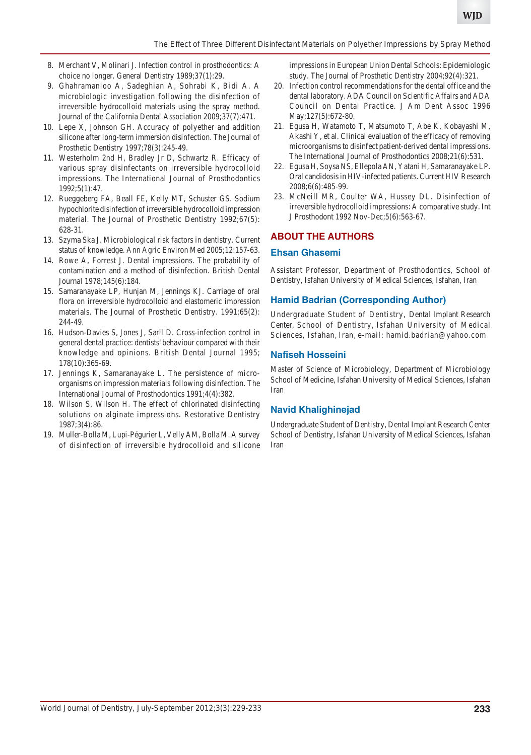8. Merchant V, Molinari J. Infection control in prosthodontics: A choice no longer. General Dentistry 1989;37(1):29.
9. Ghahramanloo A, Sadeghian A, Sohrabi K, Bidi A. A microbiologic investigation following the disinfection of irreversible hydrocolloid materials using the spray method. Journal of the California Dental Association 2009;37(7):471.
10. Lepe X, Johnson GH. Accuracy of polyether and addition silicone after long-term immersion disinfection. The Journal of Prosthetic Dentistry 1997;78(3):245-49.
11. Westerholm 2nd H, Bradley Jr D, Schwartz R. Efficacy of various spray disinfectants on irreversible hydrocolloid impressions. The International Journal of Prosthodontics 1992;5(1):47.
12. Rueggeberg FA, Beall FE, Kelly MT, Schuster GS. Sodium hypochlorite disinfection of irreversible hydrocolloid impression material. The Journal of Prosthetic Dentistry 1992;67(5): 628-31.
13. Szyma Ska J. Microbiological risk factors in dentistry. Current status of knowledge. Ann Agric Environ Med 2005;12:157-63.
14. Rowe A, Forrest J. Dental impressions. The probability of contamination and a method of disinfection. British Dental Journal 1978;145(6):184.
15. Samaranayake LP, Hunjan M, Jennings KJ. Carriage of oral flora on irreversible hydrocolloid and elastomeric impression materials. The Journal of Prosthetic Dentistry. 1991;65(2): 244-49.
16. Hudson-Davies S, Jones J, Sarll D. Cross-infection control in general dental practice: dentists' behaviour compared with their knowledge and opinions. British Dental Journal 1995; 178(10):365-69.
17. Jennings K, Samaranayake L. The persistence of micro-organisms on impression materials following disinfection. The International Journal of Prosthodontics 1991;4(4):382.
18. Wilson S, Wilson H. The effect of chlorinated disinfecting solutions on alginate impressions. Restorative Dentistry 1987;3(4):86.
19. Muller-Bolla M, Lupi-Pégurier L, Velly AM, Bolla M. A survey of disinfection of irreversible hydrocolloid and silicone impressions in European Union Dental Schools: Epidemiologic study. The Journal of Prosthetic Dentistry 2004;92(4):321.
20. Infection control recommendations for the dental office and the dental laboratory. ADA Council on Scientific Affairs and ADA Council on Dental Practice. J Am Dent Assoc 1996 May;127(5):672-80.
21. Egusa H, Watamoto T, Matsumoto T, Abe K, Kobayashi M, Akashi Y, et al. Clinical evaluation of the efficacy of removing microorganisms to disinfect patient-derived dental impressions. The International Journal of Prosthodontics 2008;21(6):531.
22. Egusa H, Soysa NS, Ellepola AN, Yatani H, Samaranayake LP. Oral candidosis in HIV-infected patients. Current HIV Research 2008;6(6):485-99.
23. McNeill MR, Coulter WA, Hussey DL. Disinfection of irreversible hydrocolloid impressions: A comparative study. Int J Prosthodont 1992 Nov-Dec;5(6):563-67.

## ABOUT THE AUTHORS

### Ehsan Ghasemi

Assistant Professor, Department of Prosthodontics, School of Dentistry, Isfahan University of Medical Sciences, Isfahan, Iran

### Hamid Badrian (Corresponding Author)

Undergraduate Student of Dentistry, Dental Implant Research Center, School of Dentistry, Isfahan University of Medical Sciences, Isfahan, Iran, e-mail: hamid.badrian@yahoo.com

### Nafiseh Hosseini

Master of Science of Microbiology, Department of Microbiology School of Medicine, Isfahan University of Medical Sciences, Isfahan Iran

### Navid Khalighinejad

Undergraduate Student of Dentistry, Dental Implant Research Center School of Dentistry, Isfahan University of Medical Sciences, Isfahan Iran